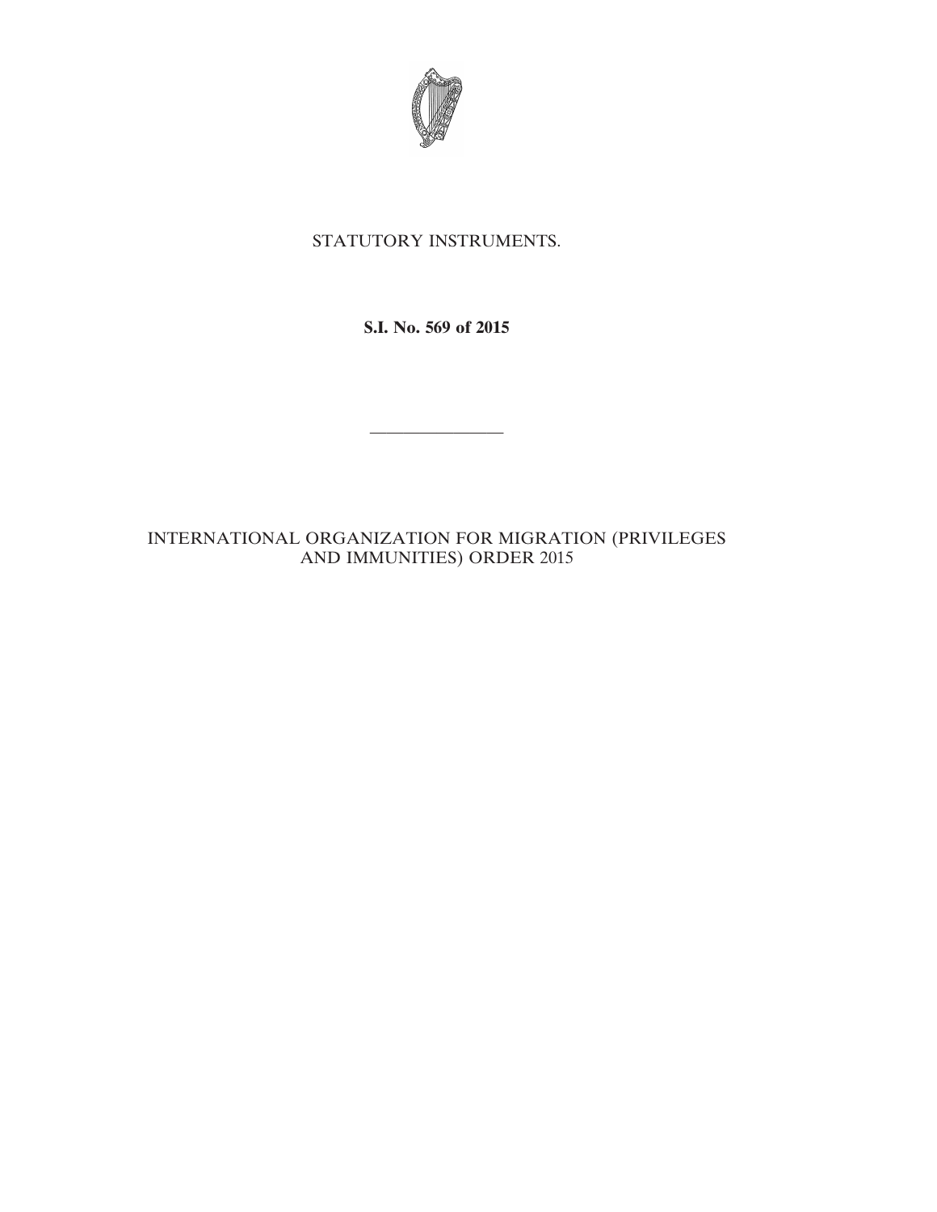STATUTORY INSTRUMENTS.

**S.I. No. 569 of 2015**

---

INTERNATIONAL ORGANIZATION FOR MIGRATION (PRIVILEGES AND IMMUNITIES) ORDER 2015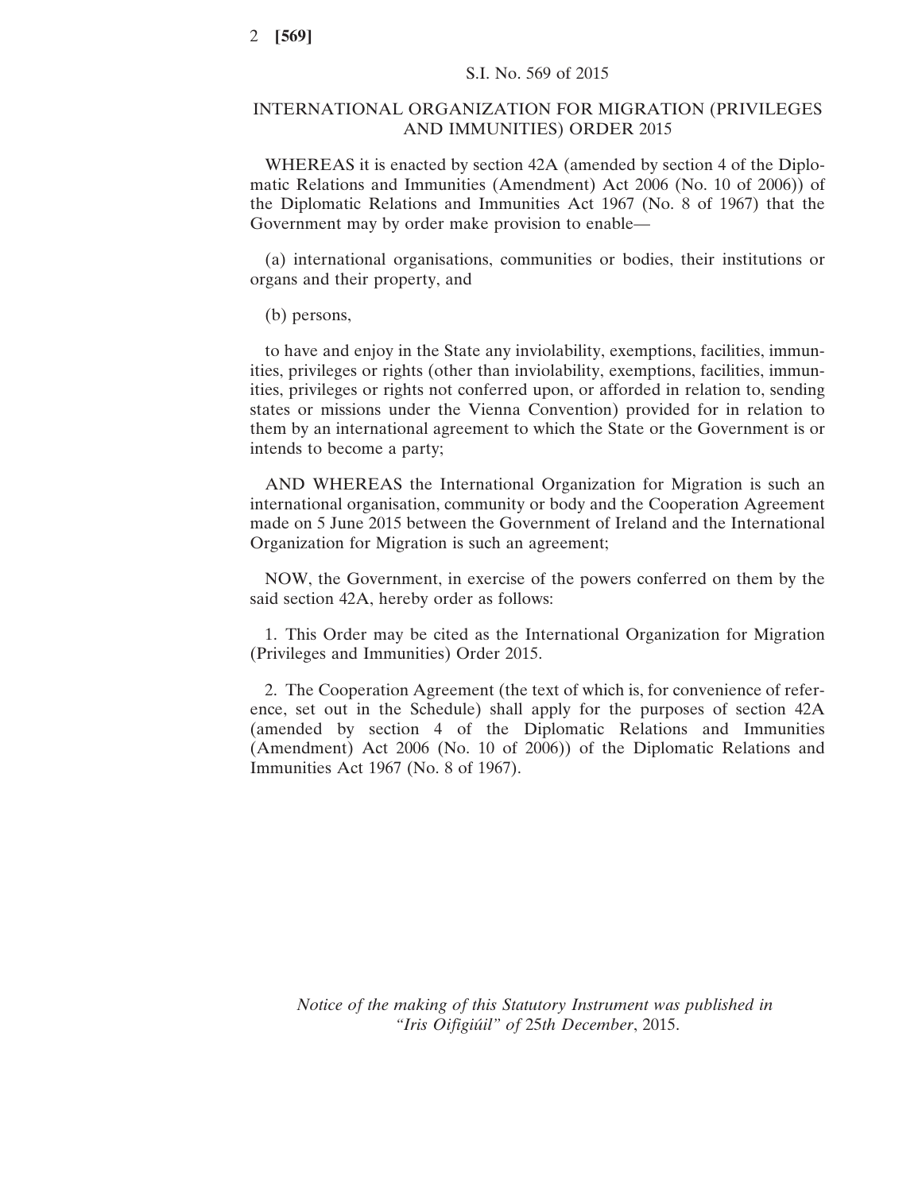S.I. No. 569 of 2015

# INTERNATIONAL ORGANIZATION FOR MIGRATION (PRIVILEGES AND IMMUNITIES) ORDER 2015

WHEREAS it is enacted by section 42A (amended by section 4 of the Diplomatic Relations and Immunities (Amendment) Act 2006 (No. 10 of 2006)) of the Diplomatic Relations and Immunities Act 1967 (No. 8 of 1967) that the Government may by order make provision to enable—

(a) international organisations, communities or bodies, their institutions or organs and their property, and

(b) persons,

to have and enjoy in the State any inviolability, exemptions, facilities, immunities, privileges or rights (other than inviolability, exemptions, facilities, immunities, privileges or rights not conferred upon, or afforded in relation to, sending states or missions under the Vienna Convention) provided for in relation to them by an international agreement to which the State or the Government is or intends to become a party;

AND WHEREAS the International Organization for Migration is such an international organisation, community or body and the Cooperation Agreement made on 5 June 2015 between the Government of Ireland and the International Organization for Migration is such an agreement;

NOW, the Government, in exercise of the powers conferred on them by the said section 42A, hereby order as follows:

1. This Order may be cited as the International Organization for Migration (Privileges and Immunities) Order 2015.

2. The Cooperation Agreement (the text of which is, for convenience of reference, set out in the Schedule) shall apply for the purposes of section 42A (amended by section 4 of the Diplomatic Relations and Immunities (Amendment) Act 2006 (No. 10 of 2006)) of the Diplomatic Relations and Immunities Act 1967 (No. 8 of 1967).

*Notice of the making of this Statutory Instrument was published in "Iris Oifigiúil" of* 25*th December*, 2015.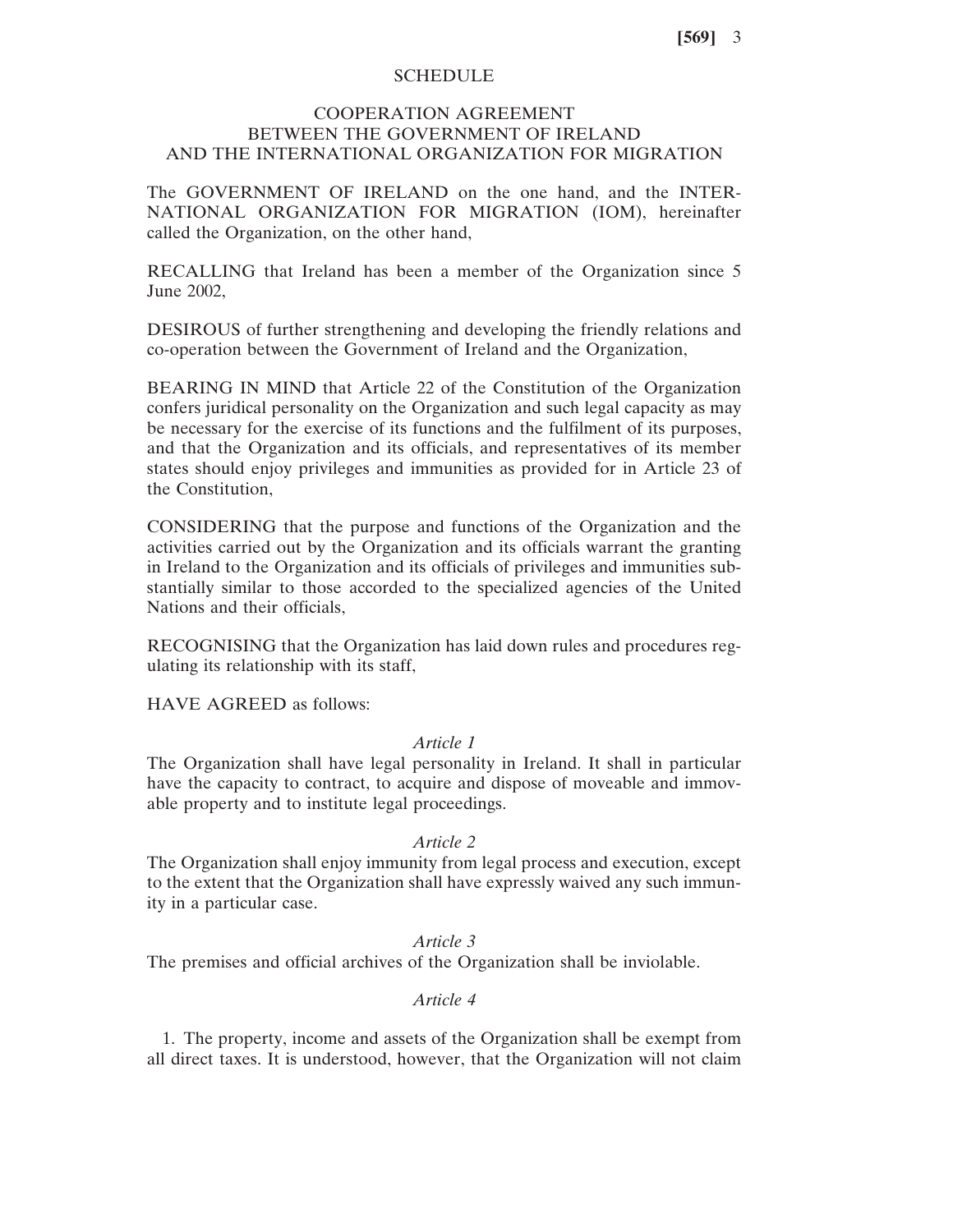## SCHEDULE

### COOPERATION AGREEMENT BETWEEN THE GOVERNMENT OF IRELAND AND THE INTERNATIONAL ORGANIZATION FOR MIGRATION

The GOVERNMENT OF IRELAND on the one hand, and the INTERNATIONAL ORGANIZATION FOR MIGRATION (IOM), hereinafter called the Organization, on the other hand,

RECALLING that Ireland has been a member of the Organization since 5 June 2002,

DESIROUS of further strengthening and developing the friendly relations and co-operation between the Government of Ireland and the Organization,

BEARING IN MIND that Article 22 of the Constitution of the Organization confers juridical personality on the Organization and such legal capacity as may be necessary for the exercise of its functions and the fulfilment of its purposes, and that the Organization and its officials, and representatives of its member states should enjoy privileges and immunities as provided for in Article 23 of the Constitution,

CONSIDERING that the purpose and functions of the Organization and the activities carried out by the Organization and its officials warrant the granting in Ireland to the Organization and its officials of privileges and immunities substantially similar to those accorded to the specialized agencies of the United Nations and their officials,

RECOGNISING that the Organization has laid down rules and procedures regulating its relationship with its staff,

HAVE AGREED as follows:

*Article 1*

The Organization shall have legal personality in Ireland. It shall in particular have the capacity to contract, to acquire and dispose of moveable and immovable property and to institute legal proceedings.

*Article 2*

The Organization shall enjoy immunity from legal process and execution, except to the extent that the Organization shall have expressly waived any such immunity in a particular case.

*Article 3*

The premises and official archives of the Organization shall be inviolable.

*Article 4*

1. The property, income and assets of the Organization shall be exempt from all direct taxes. It is understood, however, that the Organization will not claim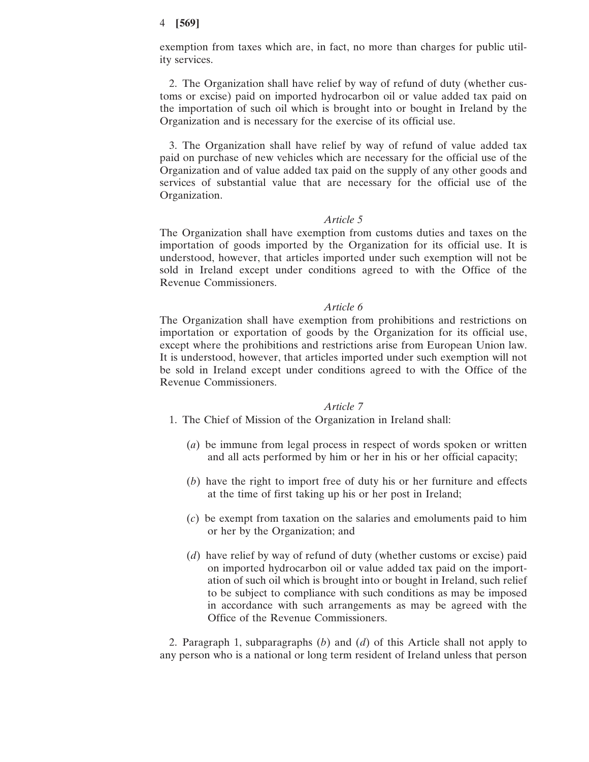exemption from taxes which are, in fact, no more than charges for public utility services.

2. The Organization shall have relief by way of refund of duty (whether customs or excise) paid on imported hydrocarbon oil or value added tax paid on the importation of such oil which is brought into or bought in Ireland by the Organization and is necessary for the exercise of its official use.

3. The Organization shall have relief by way of refund of value added tax paid on purchase of new vehicles which are necessary for the official use of the Organization and of value added tax paid on the supply of any other goods and services of substantial value that are necessary for the official use of the Organization.

*Article 5*

The Organization shall have exemption from customs duties and taxes on the importation of goods imported by the Organization for its official use. It is understood, however, that articles imported under such exemption will not be sold in Ireland except under conditions agreed to with the Office of the Revenue Commissioners.

*Article 6*

The Organization shall have exemption from prohibitions and restrictions on importation or exportation of goods by the Organization for its official use, except where the prohibitions and restrictions arise from European Union law. It is understood, however, that articles imported under such exemption will not be sold in Ireland except under conditions agreed to with the Office of the Revenue Commissioners.

*Article 7*

1. The Chief of Mission of the Organization in Ireland shall:

(*a*) be immune from legal process in respect of words spoken or written and all acts performed by him or her in his or her official capacity;

(*b*) have the right to import free of duty his or her furniture and effects at the time of first taking up his or her post in Ireland;

(*c*) be exempt from taxation on the salaries and emoluments paid to him or her by the Organization; and

(*d*) have relief by way of refund of duty (whether customs or excise) paid on imported hydrocarbon oil or value added tax paid on the importation of such oil which is brought into or bought in Ireland, such relief to be subject to compliance with such conditions as may be imposed in accordance with such arrangements as may be agreed with the Office of the Revenue Commissioners.

2. Paragraph 1, subparagraphs (*b*) and (*d*) of this Article shall not apply to any person who is a national or long term resident of Ireland unless that person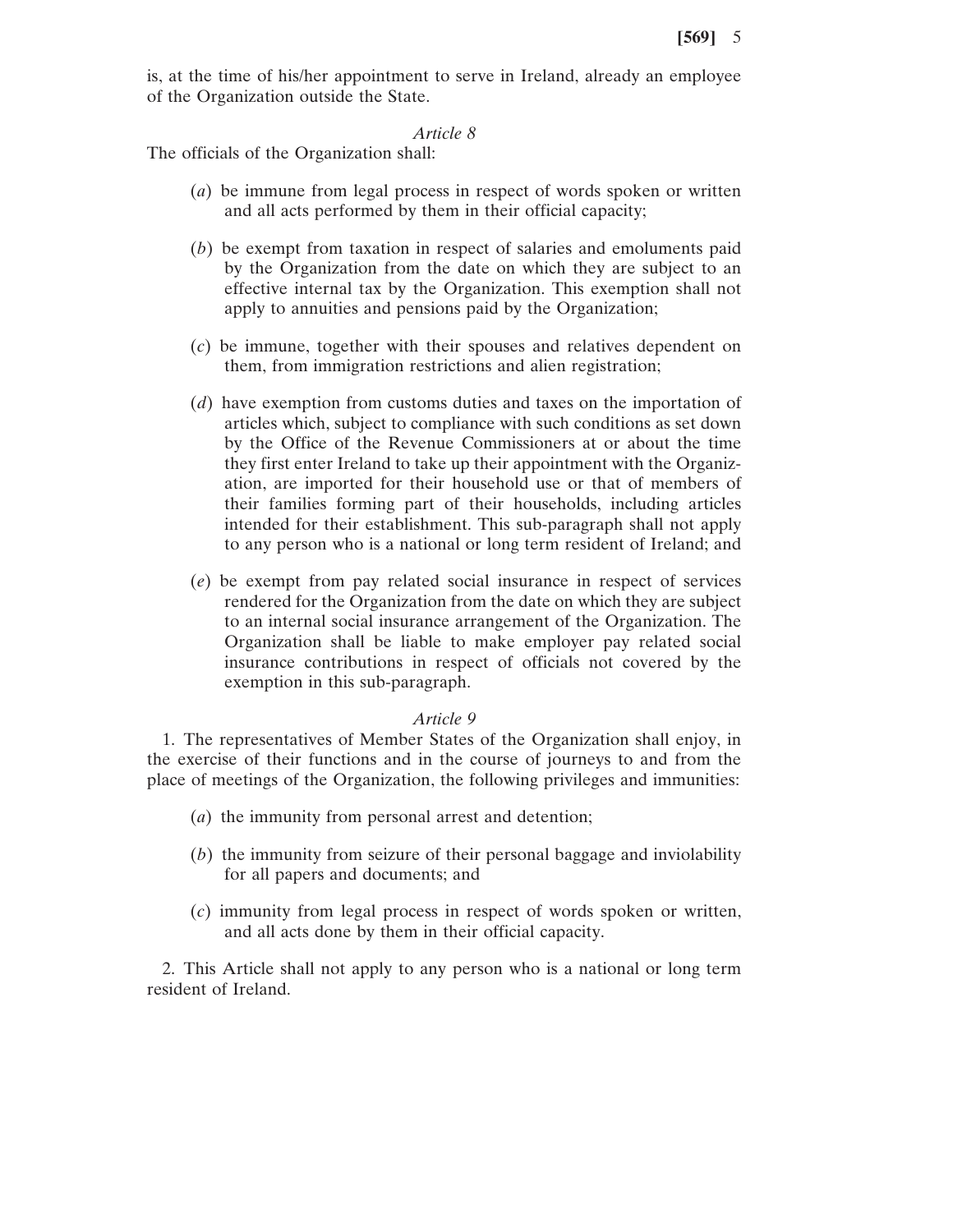is, at the time of his/her appointment to serve in Ireland, already an employee of the Organization outside the State.

*Article 8*

The officials of the Organization shall:

(*a*) be immune from legal process in respect of words spoken or written and all acts performed by them in their official capacity;

(*b*) be exempt from taxation in respect of salaries and emoluments paid by the Organization from the date on which they are subject to an effective internal tax by the Organization. This exemption shall not apply to annuities and pensions paid by the Organization;

(*c*) be immune, together with their spouses and relatives dependent on them, from immigration restrictions and alien registration;

(*d*) have exemption from customs duties and taxes on the importation of articles which, subject to compliance with such conditions as set down by the Office of the Revenue Commissioners at or about the time they first enter Ireland to take up their appointment with the Organization, are imported for their household use or that of members of their families forming part of their households, including articles intended for their establishment. This sub-paragraph shall not apply to any person who is a national or long term resident of Ireland; and

(*e*) be exempt from pay related social insurance in respect of services rendered for the Organization from the date on which they are subject to an internal social insurance arrangement of the Organization. The Organization shall be liable to make employer pay related social insurance contributions in respect of officials not covered by the exemption in this sub-paragraph.

*Article 9*

1. The representatives of Member States of the Organization shall enjoy, in the exercise of their functions and in the course of journeys to and from the place of meetings of the Organization, the following privileges and immunities:

(*a*) the immunity from personal arrest and detention;

(*b*) the immunity from seizure of their personal baggage and inviolability for all papers and documents; and

(*c*) immunity from legal process in respect of words spoken or written, and all acts done by them in their official capacity.

2. This Article shall not apply to any person who is a national or long term resident of Ireland.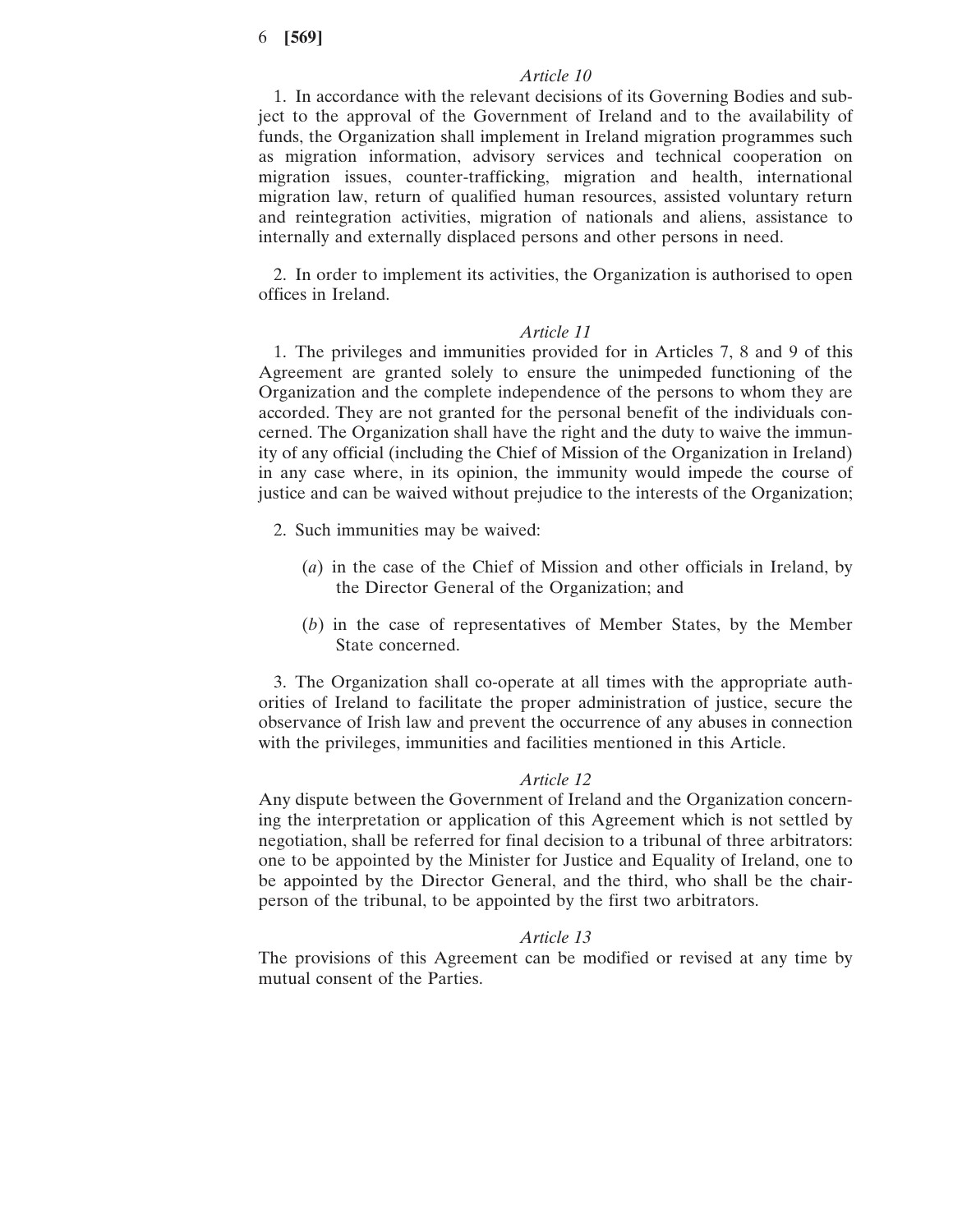*Article 10*

1. In accordance with the relevant decisions of its Governing Bodies and subject to the approval of the Government of Ireland and to the availability of funds, the Organization shall implement in Ireland migration programmes such as migration information, advisory services and technical cooperation on migration issues, counter-trafficking, migration and health, international migration law, return of qualified human resources, assisted voluntary return and reintegration activities, migration of nationals and aliens, assistance to internally and externally displaced persons and other persons in need.

2. In order to implement its activities, the Organization is authorised to open offices in Ireland.

*Article 11*

1. The privileges and immunities provided for in Articles 7, 8 and 9 of this Agreement are granted solely to ensure the unimpeded functioning of the Organization and the complete independence of the persons to whom they are accorded. They are not granted for the personal benefit of the individuals concerned. The Organization shall have the right and the duty to waive the immunity of any official (including the Chief of Mission of the Organization in Ireland) in any case where, in its opinion, the immunity would impede the course of justice and can be waived without prejudice to the interests of the Organization;

2. Such immunities may be waived:

(*a*) in the case of the Chief of Mission and other officials in Ireland, by the Director General of the Organization; and

(*b*) in the case of representatives of Member States, by the Member State concerned.

3. The Organization shall co-operate at all times with the appropriate authorities of Ireland to facilitate the proper administration of justice, secure the observance of Irish law and prevent the occurrence of any abuses in connection with the privileges, immunities and facilities mentioned in this Article.

*Article 12*

Any dispute between the Government of Ireland and the Organization concerning the interpretation or application of this Agreement which is not settled by negotiation, shall be referred for final decision to a tribunal of three arbitrators: one to be appointed by the Minister for Justice and Equality of Ireland, one to be appointed by the Director General, and the third, who shall be the chairperson of the tribunal, to be appointed by the first two arbitrators.

*Article 13*

The provisions of this Agreement can be modified or revised at any time by mutual consent of the Parties.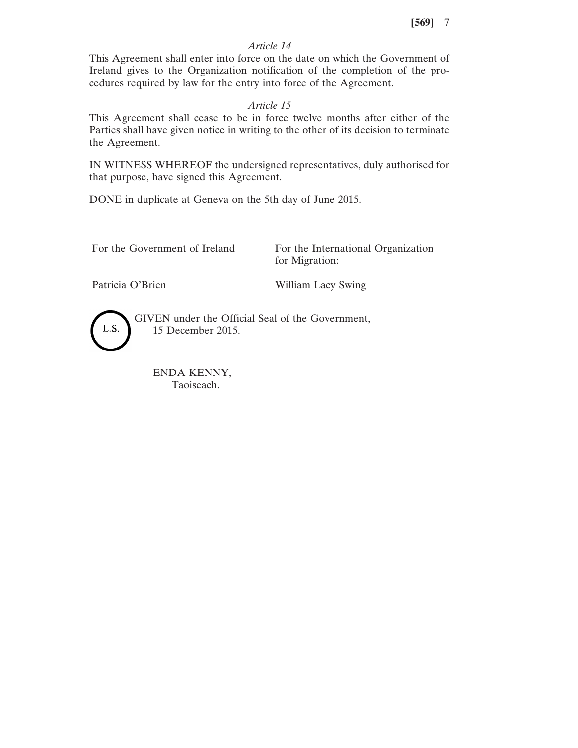*Article 14*

This Agreement shall enter into force on the date on which the Government of Ireland gives to the Organization notification of the completion of the procedures required by law for the entry into force of the Agreement.

*Article 15*

This Agreement shall cease to be in force twelve months after either of the Parties shall have given notice in writing to the other of its decision to terminate the Agreement.

IN WITNESS WHEREOF the undersigned representatives, duly authorised for that purpose, have signed this Agreement.

DONE in duplicate at Geneva on the 5th day of June 2015.

| For the Government of Ireland | For the International Organization for Migration: |
|---|---|
| Patricia O'Brien | William Lacy Swing |

L.S.

GIVEN under the Official Seal of the Government,
15 December 2015.

ENDA KENNY,
Taoiseach.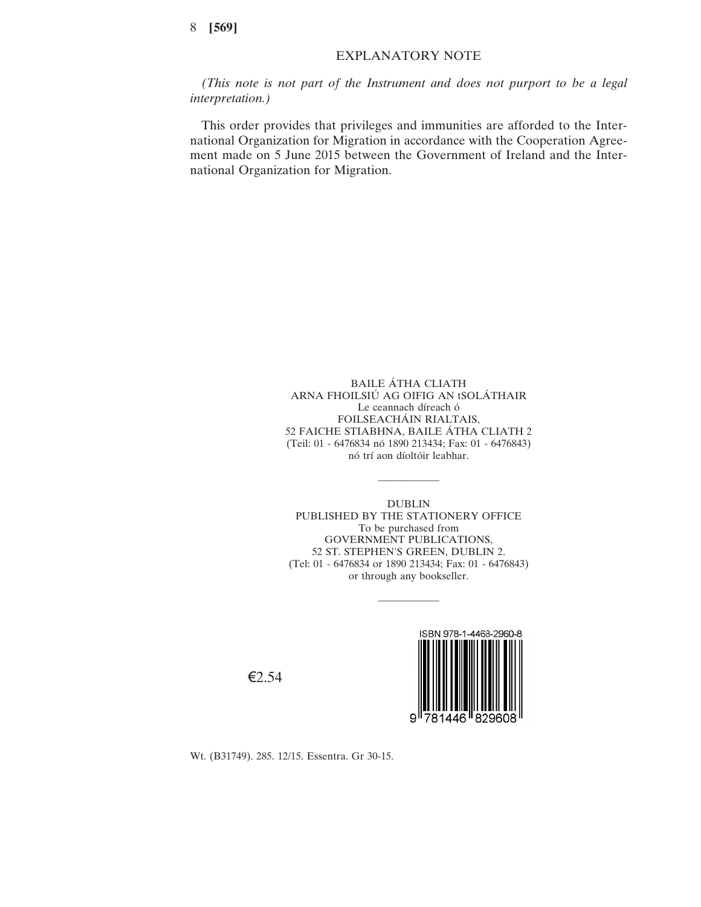## EXPLANATORY NOTE

*(This note is not part of the Instrument and does not purport to be a legal interpretation.)*

This order provides that privileges and immunities are afforded to the International Organization for Migration in accordance with the Cooperation Agreement made on 5 June 2015 between the Government of Ireland and the International Organization for Migration.

BAILE ÁTHA CLIATH
ARNA FHOILSIÚ AG OIFIG AN tSOLÁTHAIR
Le ceannach díreach ó
FOILSEACHÁIN RIALTAIS,
52 FAICHE STIABHNA, BAILE ÁTHA CLIATH 2
(Teil: 01 - 6476834 nó 1890 213434; Fax: 01 - 6476843)
nó trí aon díoltóir leabhar.

---

DUBLIN
PUBLISHED BY THE STATIONERY OFFICE
To be purchased from
GOVERNMENT PUBLICATIONS,
52 ST. STEPHEN'S GREEN, DUBLIN 2.
(Tel: 01 - 6476834 or 1890 213434; Fax: 01 - 6476843)
or through any bookseller.

---

€2.54

ISBN 978-1-4468-2960-8

9 781446 829608

Wt. (B31749). 285. 12/15. Essentra. Gr 30-15.